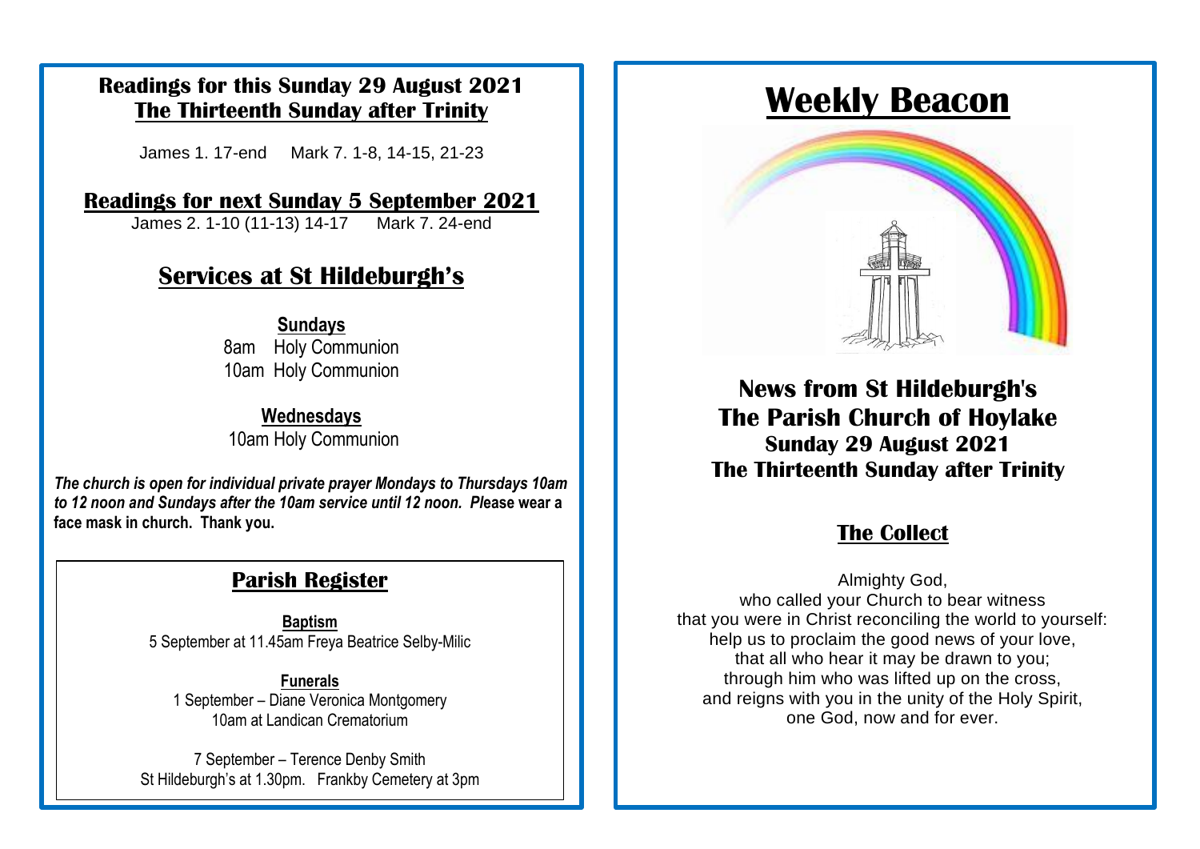## Readings for this Sunday 29 August 2021
## The Thirteenth Sunday after Trinity

James 1. 17-end    Mark 7. 1-8, 14-15, 21-23

## Readings for next Sunday 5 September 2021

James 2. 1-10 (11-13) 14-17    Mark 7. 24-end

## Services at St Hildeburgh's

**Sundays**

8am Holy Communion
10am Holy Communion

**Wednesdays**

10am Holy Communion

***The church is open for individual private prayer Mondays to Thursdays 10am to 12 noon and Sundays after the 10am service until 12 noon. Please wear a face mask in church. Thank you.***

## Parish Register

**Baptism**

5 September at 11.45am Freya Beatrice Selby-Milic

**Funerals**

1 September – Diane Veronica Montgomery
10am at Landican Crematorium

7 September – Terence Denby Smith
St Hildeburgh's at 1.30pm. Frankby Cemetery at 3pm

# Weekly Beacon

## News from St Hildeburgh's
## The Parish Church of Hoylake
### Sunday 29 August 2021
### The Thirteenth Sunday after Trinity

## The Collect

Almighty God,
who called your Church to bear witness
that you were in Christ reconciling the world to yourself:
help us to proclaim the good news of your love,
that all who hear it may be drawn to you;
through him who was lifted up on the cross,
and reigns with you in the unity of the Holy Spirit,
one God, now and for ever.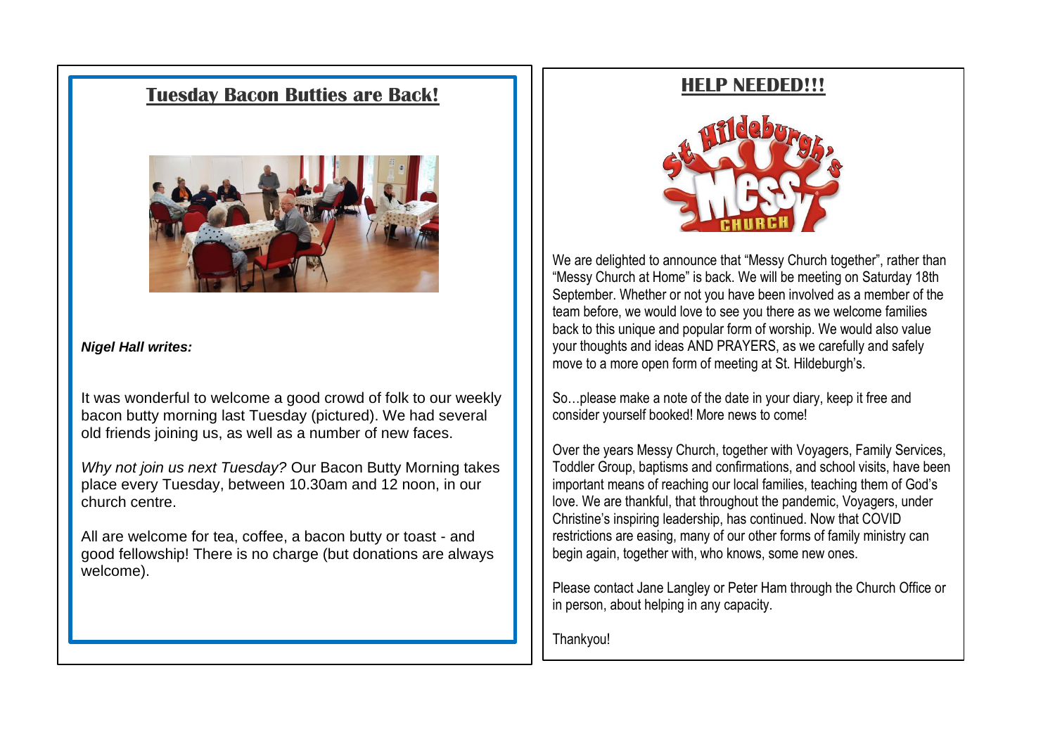## Tuesday Bacon Butties are Back!

***Nigel Hall writes:***

It was wonderful to welcome a good crowd of folk to our weekly bacon butty morning last Tuesday (pictured). We had several old friends joining us, as well as a number of new faces.

*Why not join us next Tuesday?* Our Bacon Butty Morning takes place every Tuesday, between 10.30am and 12 noon, in our church centre.

All are welcome for tea, coffee, a bacon butty or toast - and good fellowship! There is no charge (but donations are always welcome).

## HELP NEEDED!!!

We are delighted to announce that "Messy Church together", rather than "Messy Church at Home" is back. We will be meeting on Saturday 18th September. Whether or not you have been involved as a member of the team before, we would love to see you there as we welcome families back to this unique and popular form of worship. We would also value your thoughts and ideas AND PRAYERS, as we carefully and safely move to a more open form of meeting at St. Hildeburgh's.

So…please make a note of the date in your diary, keep it free and consider yourself booked! More news to come!

Over the years Messy Church, together with Voyagers, Family Services, Toddler Group, baptisms and confirmations, and school visits, have been important means of reaching our local families, teaching them of God's love. We are thankful, that throughout the pandemic, Voyagers, under Christine's inspiring leadership, has continued. Now that COVID restrictions are easing, many of our other forms of family ministry can begin again, together with, who knows, some new ones.

Please contact Jane Langley or Peter Ham through the Church Office or in person, about helping in any capacity.

Thankyou!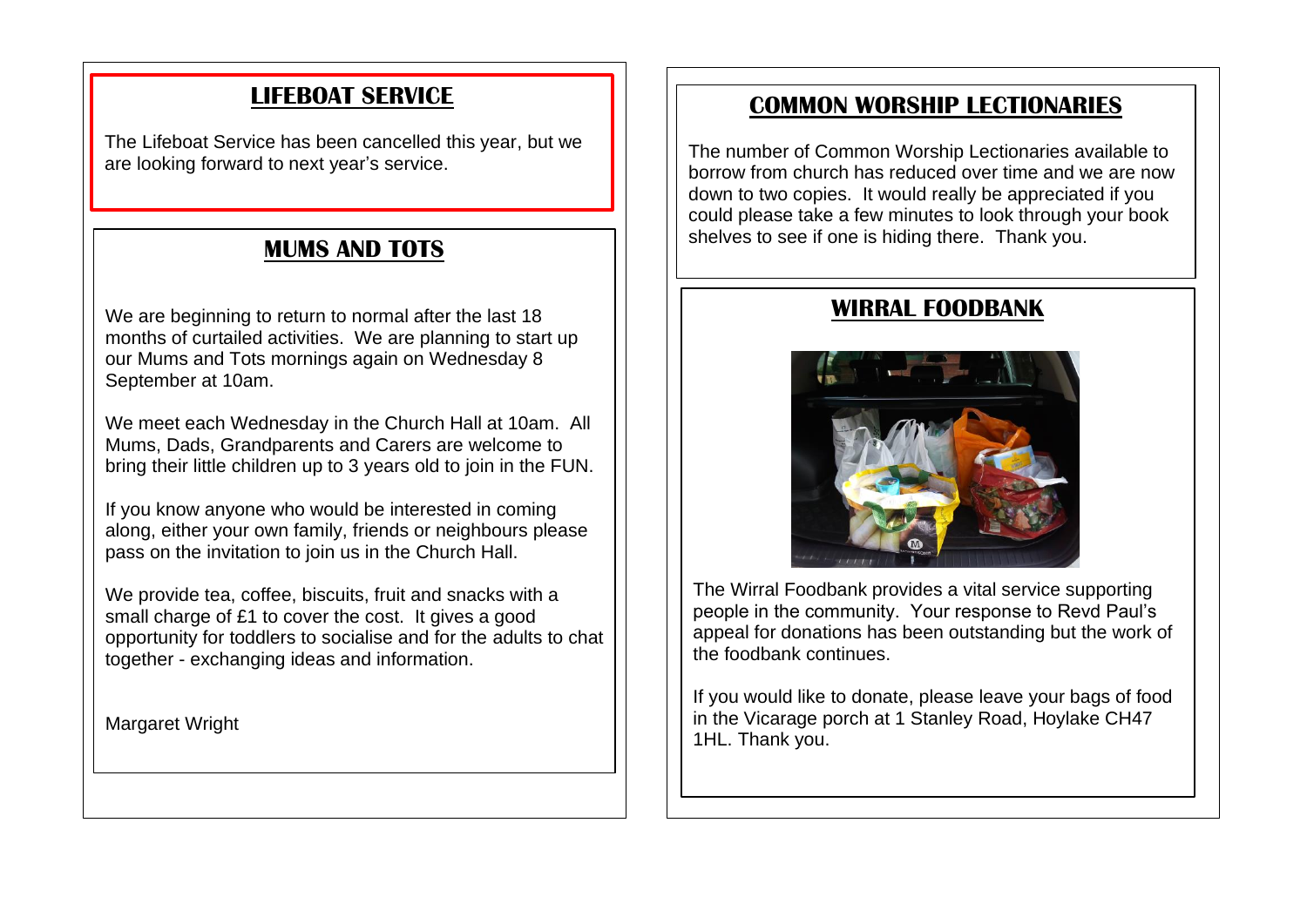## LIFEBOAT SERVICE

The Lifeboat Service has been cancelled this year, but we are looking forward to next year's service.

## MUMS AND TOTS

We are beginning to return to normal after the last 18 months of curtailed activities. We are planning to start up our Mums and Tots mornings again on Wednesday 8 September at 10am.

We meet each Wednesday in the Church Hall at 10am. All Mums, Dads, Grandparents and Carers are welcome to bring their little children up to 3 years old to join in the FUN.

If you know anyone who would be interested in coming along, either your own family, friends or neighbours please pass on the invitation to join us in the Church Hall.

We provide tea, coffee, biscuits, fruit and snacks with a small charge of £1 to cover the cost. It gives a good opportunity for toddlers to socialise and for the adults to chat together - exchanging ideas and information.

Margaret Wright

## COMMON WORSHIP LECTIONARIES

The number of Common Worship Lectionaries available to borrow from church has reduced over time and we are now down to two copies. It would really be appreciated if you could please take a few minutes to look through your book shelves to see if one is hiding there. Thank you.

## WIRRAL FOODBANK

The Wirral Foodbank provides a vital service supporting people in the community. Your response to Revd Paul's appeal for donations has been outstanding but the work of the foodbank continues.

If you would like to donate, please leave your bags of food in the Vicarage porch at 1 Stanley Road, Hoylake CH47 1HL. Thank you.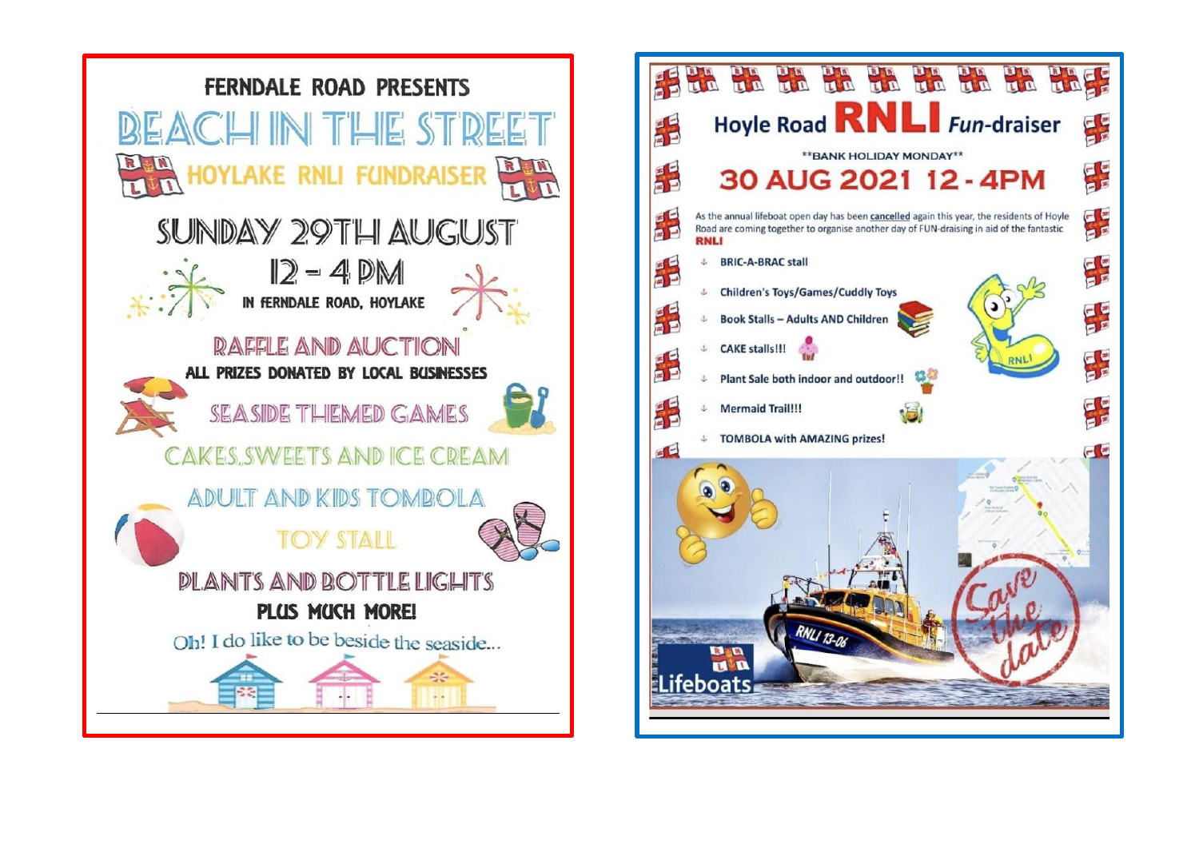FERNDALE ROAD PRESENTS

# BEACH IN THE STREET

## HOYLAKE RNLI FUNDRAISER

SUNDAY 29TH AUGUST

12 – 4 PM

IN FERNDALE ROAD, HOYLAKE

RAFFLE AND AUCTION

ALL PRIZES DONATED BY LOCAL BUSINESSES

SEASIDE THEMED GAMES

CAKES, SWEETS AND ICE CREAM

ADULT AND KIDS TOMBOLA

TOY STALL

PLANTS AND BOTTLE LIGHTS

PLUS MUCH MORE!

Oh! I do like to be beside the seaside...

# Hoyle Road RNLI *Fun*-draiser

\*\*BANK HOLIDAY MONDAY\*\*

## 30 AUG 2021 12 - 4PM

As the annual lifeboat open day has been cancelled again this year, the residents of Hoyle Road are coming together to organise another day of FUN-draising in aid of the fantastic RNLI

- BRIC-A-BRAC stall
- Children's Toys/Games/Cuddly Toys
- Book Stalls – Adults AND Children
- CAKE stalls!!!
- Plant Sale both indoor and outdoor!!
- Mermaid Trail!!!
- TOMBOLA with AMAZING prizes!

Save the date

Lifeboats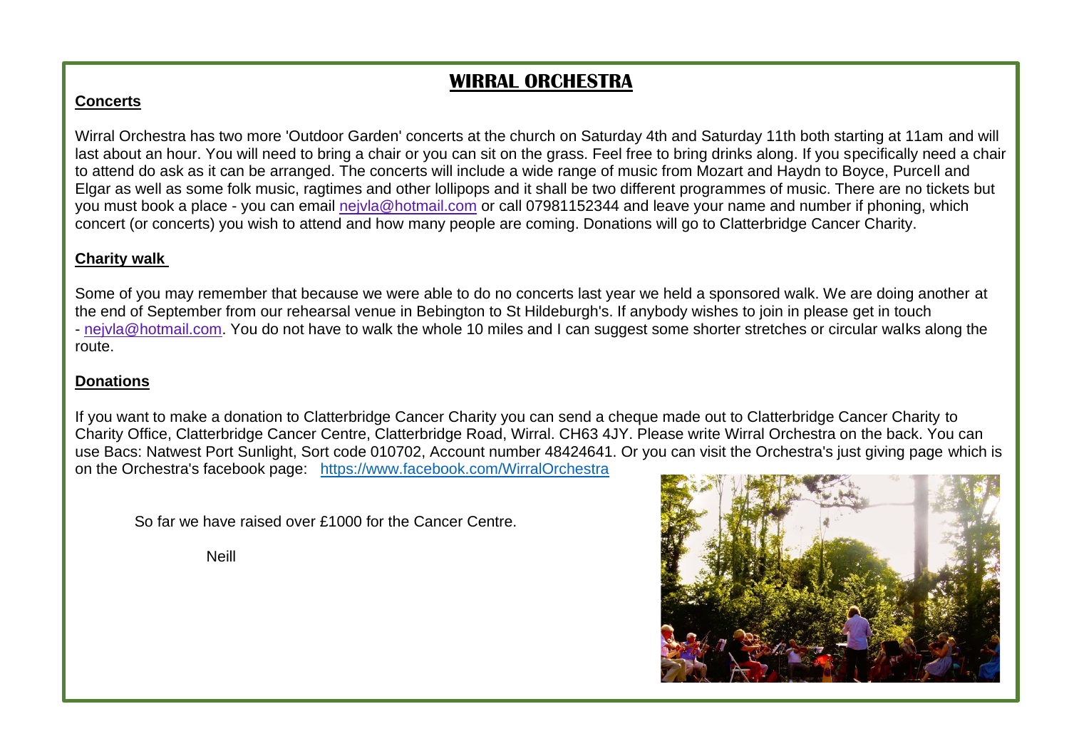# WIRRAL ORCHESTRA

## Concerts

Wirral Orchestra has two more 'Outdoor Garden' concerts at the church on Saturday 4th and Saturday 11th both starting at 11am and will last about an hour. You will need to bring a chair or you can sit on the grass. Feel free to bring drinks along. If you specifically need a chair to attend do ask as it can be arranged. The concerts will include a wide range of music from Mozart and Haydn to Boyce, Purcell and Elgar as well as some folk music, ragtimes and other lollipops and it shall be two different programmes of music. There are no tickets but you must book a place - you can email nejvla@hotmail.com or call 07981152344 and leave your name and number if phoning, which concert (or concerts) you wish to attend and how many people are coming. Donations will go to Clatterbridge Cancer Charity.

## Charity walk

Some of you may remember that because we were able to do no concerts last year we held a sponsored walk. We are doing another at the end of September from our rehearsal venue in Bebington to St Hildeburgh's. If anybody wishes to join in please get in touch - nejvla@hotmail.com. You do not have to walk the whole 10 miles and I can suggest some shorter stretches or circular walks along the route.

## Donations

If you want to make a donation to Clatterbridge Cancer Charity you can send a cheque made out to Clatterbridge Cancer Charity to Charity Office, Clatterbridge Cancer Centre, Clatterbridge Road, Wirral. CH63 4JY. Please write Wirral Orchestra on the back. You can use Bacs: Natwest Port Sunlight, Sort code 010702, Account number 48424641. Or you can visit the Orchestra's just giving page which is on the Orchestra's facebook page: https://www.facebook.com/WirralOrchestra

So far we have raised over £1000 for the Cancer Centre.

Neill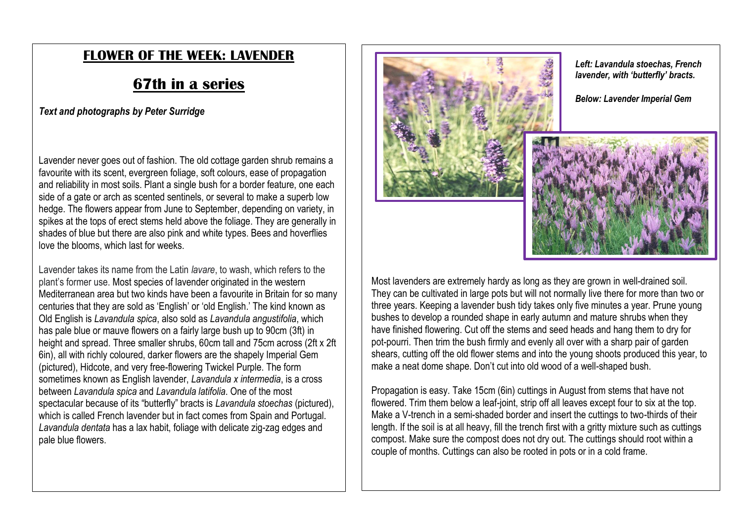# FLOWER OF THE WEEK: LAVENDER

## 67th in a series

***Text and photographs by Peter Surridge***

Lavender never goes out of fashion. The old cottage garden shrub remains a favourite with its scent, evergreen foliage, soft colours, ease of propagation and reliability in most soils. Plant a single bush for a border feature, one each side of a gate or arch as scented sentinels, or several to make a superb low hedge. The flowers appear from June to September, depending on variety, in spikes at the tops of erect stems held above the foliage. They are generally in shades of blue but there are also pink and white types. Bees and hoverflies love the blooms, which last for weeks.

Lavender takes its name from the Latin *lavare*, to wash, which refers to the plant's former use. Most species of lavender originated in the western Mediterranean area but two kinds have been a favourite in Britain for so many centuries that they are sold as 'English' or 'old English.' The kind known as Old English is *Lavandula spica*, also sold as *Lavandula angustifolia*, which has pale blue or mauve flowers on a fairly large bush up to 90cm (3ft) in height and spread. Three smaller shrubs, 60cm tall and 75cm across (2ft x 2ft 6in), all with richly coloured, darker flowers are the shapely Imperial Gem (pictured), Hidcote, and very free-flowering Twickel Purple. The form sometimes known as English lavender, *Lavandula x intermedia*, is a cross between *Lavandula spica* and *Lavandula latifolia*. One of the most spectacular because of its "butterfly" bracts is *Lavandula stoechas* (pictured), which is called French lavender but in fact comes from Spain and Portugal. *Lavandula dentata* has a lax habit, foliage with delicate zig-zag edges and pale blue flowers.

***Left: Lavandula stoechas, French lavender, with 'butterfly' bracts.***

***Below: Lavender Imperial Gem***

Most lavenders are extremely hardy as long as they are grown in well-drained soil. They can be cultivated in large pots but will not normally live there for more than two or three years. Keeping a lavender bush tidy takes only five minutes a year. Prune young bushes to develop a rounded shape in early autumn and mature shrubs when they have finished flowering. Cut off the stems and seed heads and hang them to dry for pot-pourri. Then trim the bush firmly and evenly all over with a sharp pair of garden shears, cutting off the old flower stems and into the young shoots produced this year, to make a neat dome shape. Don't cut into old wood of a well-shaped bush.

Propagation is easy. Take 15cm (6in) cuttings in August from stems that have not flowered. Trim them below a leaf-joint, strip off all leaves except four to six at the top. Make a V-trench in a semi-shaded border and insert the cuttings to two-thirds of their length. If the soil is at all heavy, fill the trench first with a gritty mixture such as cuttings compost. Make sure the compost does not dry out. The cuttings should root within a couple of months. Cuttings can also be rooted in pots or in a cold frame.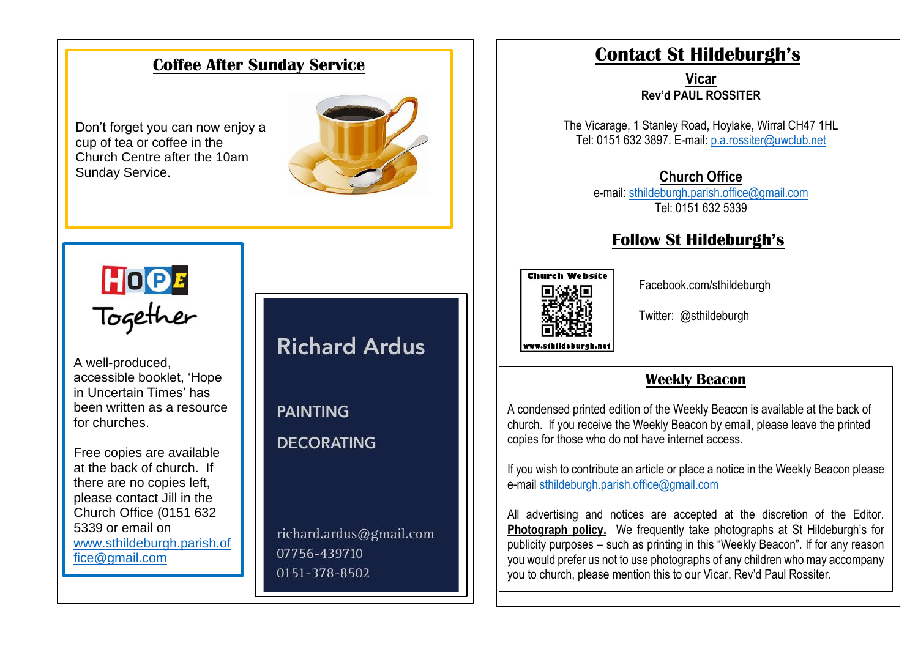## Coffee After Sunday Service

Don't forget you can now enjoy a cup of tea or coffee in the Church Centre after the 10am Sunday Service.

HOPE Together

A well-produced, accessible booklet, 'Hope in Uncertain Times' has been written as a resource for churches.

Free copies are available at the back of church. If there are no copies left, please contact Jill in the Church Office (0151 632 5339 or email on www.sthildeburgh.parish.office@gmail.com

Richard Ardus

PAINTING

DECORATING

richard.ardus@gmail.com
07756-439710
0151-378-8502

## Contact St Hildeburgh's

**Vicar**
**Rev'd PAUL ROSSITER**

The Vicarage, 1 Stanley Road, Hoylake, Wirral CH47 1HL
Tel: 0151 632 3897. E-mail: p.a.rossiter@uwclub.net

**Church Office**
e-mail: sthildeburgh.parish.office@gmail.com
Tel: 0151 632 5339

## Follow St Hildeburgh's

Church Website
www.sthildeburgh.net

Facebook.com/sthildeburgh

Twitter: @sthildeburgh

## Weekly Beacon

A condensed printed edition of the Weekly Beacon is available at the back of church. If you receive the Weekly Beacon by email, please leave the printed copies for those who do not have internet access.

If you wish to contribute an article or place a notice in the Weekly Beacon please e-mail sthildeburgh.parish.office@gmail.com

All advertising and notices are accepted at the discretion of the Editor. **Photograph policy.** We frequently take photographs at St Hildeburgh's for publicity purposes – such as printing in this "Weekly Beacon". If for any reason you would prefer us not to use photographs of any children who may accompany you to church, please mention this to our Vicar, Rev'd Paul Rossiter.